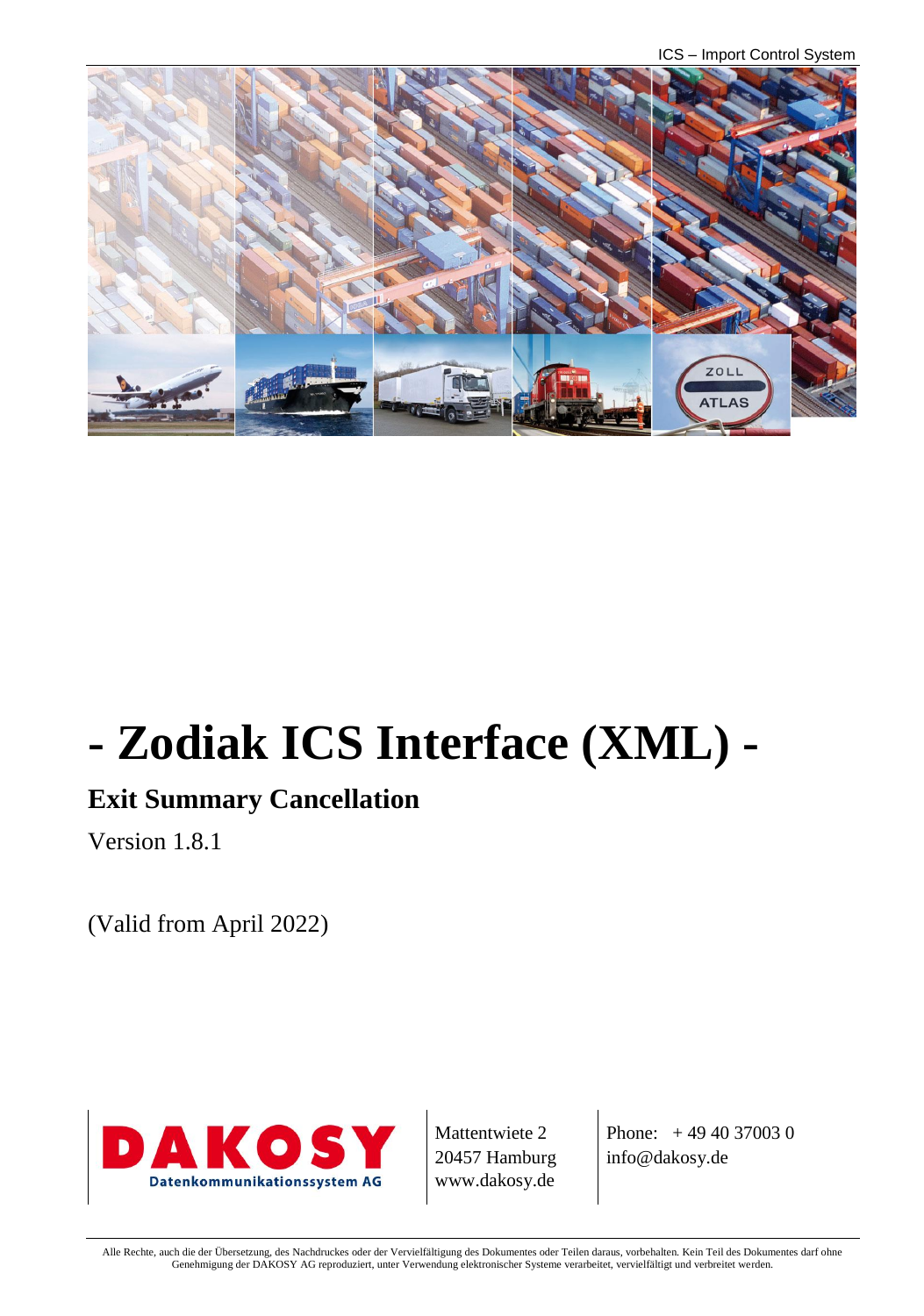# - Zodiak ICS Interface (XML) -

## Exit Summary Cancellation

Version 1.8.1

(Valid from April 2022)

DAKOSY
Datenkommunikationssystem AG

Mattentwiete 2
20457 Hamburg
www.dakosy.de

Phone: + 49 40 37003 0
info@dakosy.de

Alle Rechte, auch die der Übersetzung, des Nachdruckes oder der Vervielfältigung des Dokumentes oder Teilen daraus, vorbehalten. Kein Teil des Dokumentes darf ohne Genehmigung der DAKOSY AG reproduziert, unter Verwendung elektronischer Systeme verarbeitet, vervielfältigt und verbreitet werden.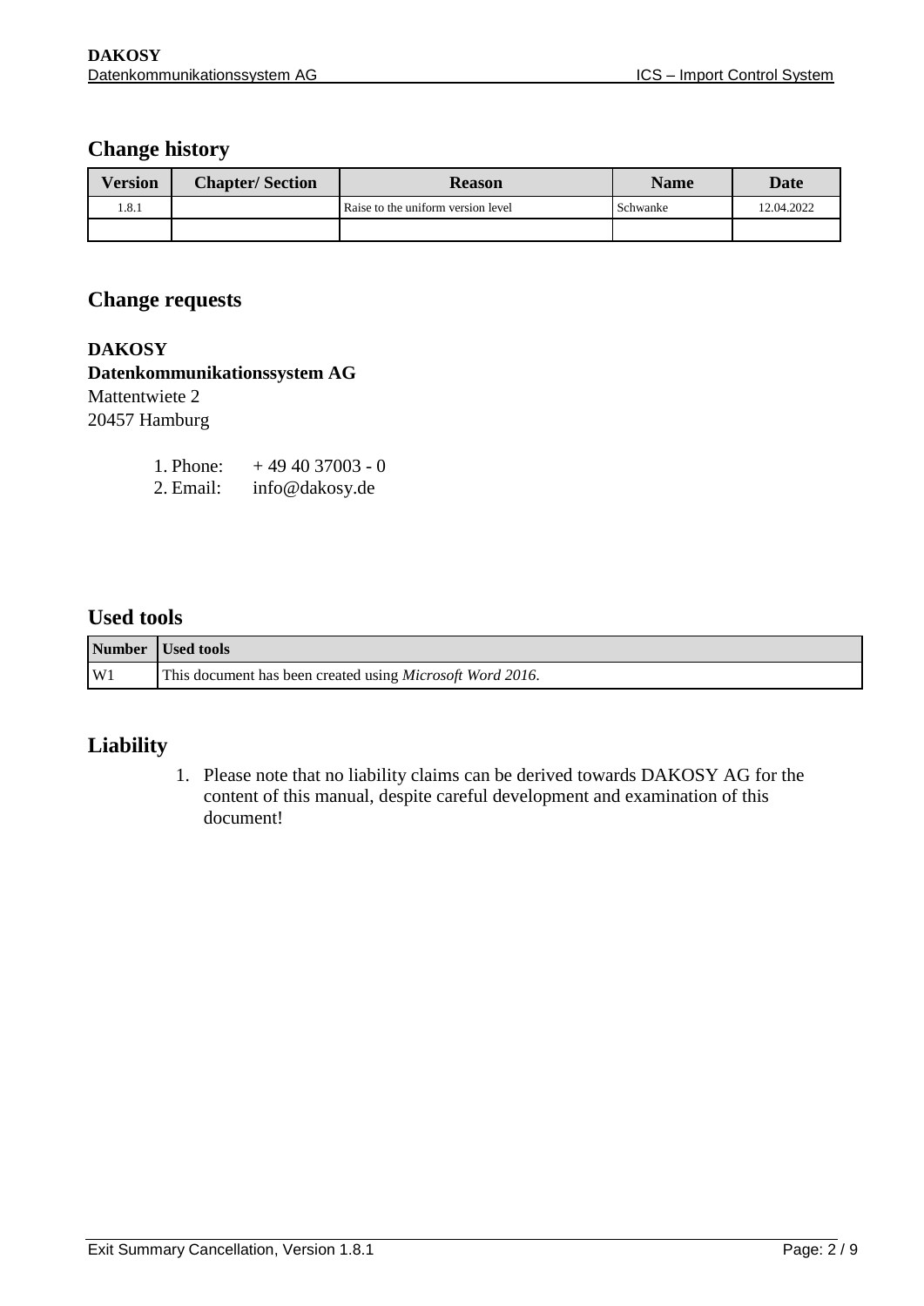## Change history

| Version | Chapter/ Section | Reason | Name | Date |
|---|---|---|---|---|
| 1.8.1 | | Raise to the uniform version level | Schwanke | 12.04.2022 |
| | | | | |

## Change requests

**DAKOSY**
**Datenkommunikationssystem AG**
Mattentwiete 2
20457 Hamburg

1. Phone: + 49 40 37003 - 0
2. Email: info@dakosy.de

## Used tools

| Number | Used tools |
|---|---|
| W1 | This document has been created using *Microsoft Word 2016*. |

## Liability

1. Please note that no liability claims can be derived towards DAKOSY AG for the content of this manual, despite careful development and examination of this document!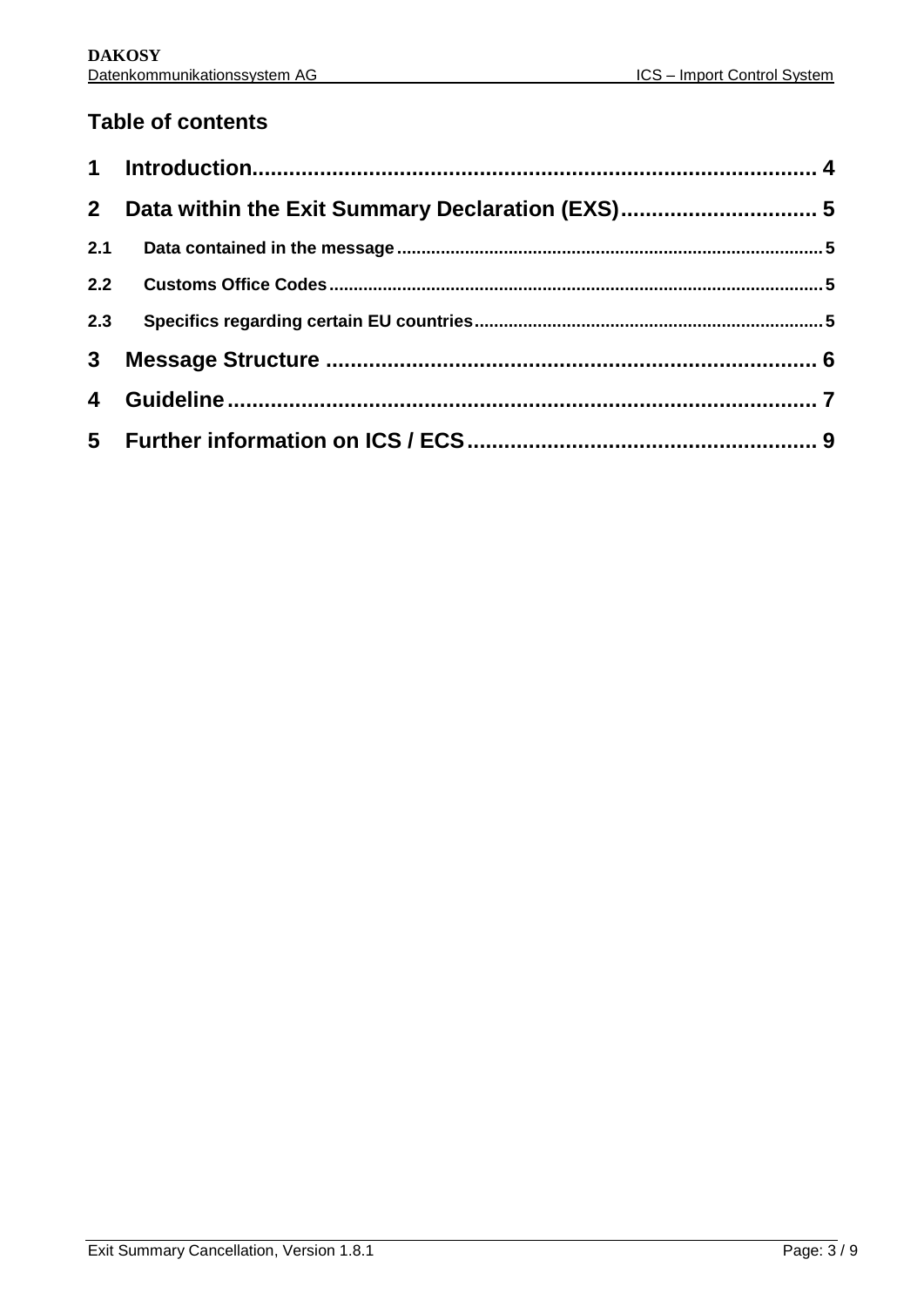## Table of contents

1 Introduction ..... 4

2 Data within the Exit Summary Declaration (EXS) ..... 5

2.1 Data contained in the message ..... 5

2.2 Customs Office Codes ..... 5

2.3 Specifics regarding certain EU countries ..... 5

3 Message Structure ..... 6

4 Guideline ..... 7

5 Further information on ICS / ECS ..... 9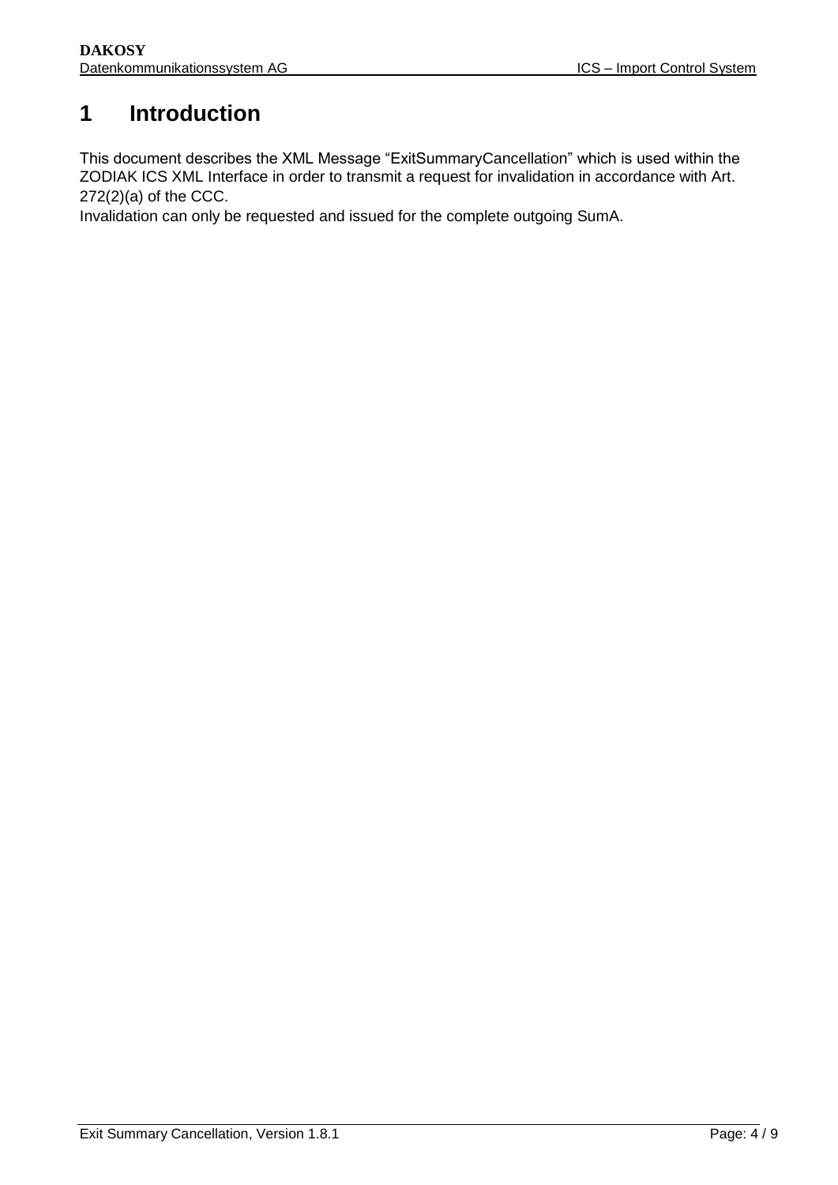# 1 Introduction

This document describes the XML Message "ExitSummaryCancellation" which is used within the ZODIAK ICS XML Interface in order to transmit a request for invalidation in accordance with Art. 272(2)(a) of the CCC.
Invalidation can only be requested and issued for the complete outgoing SumA.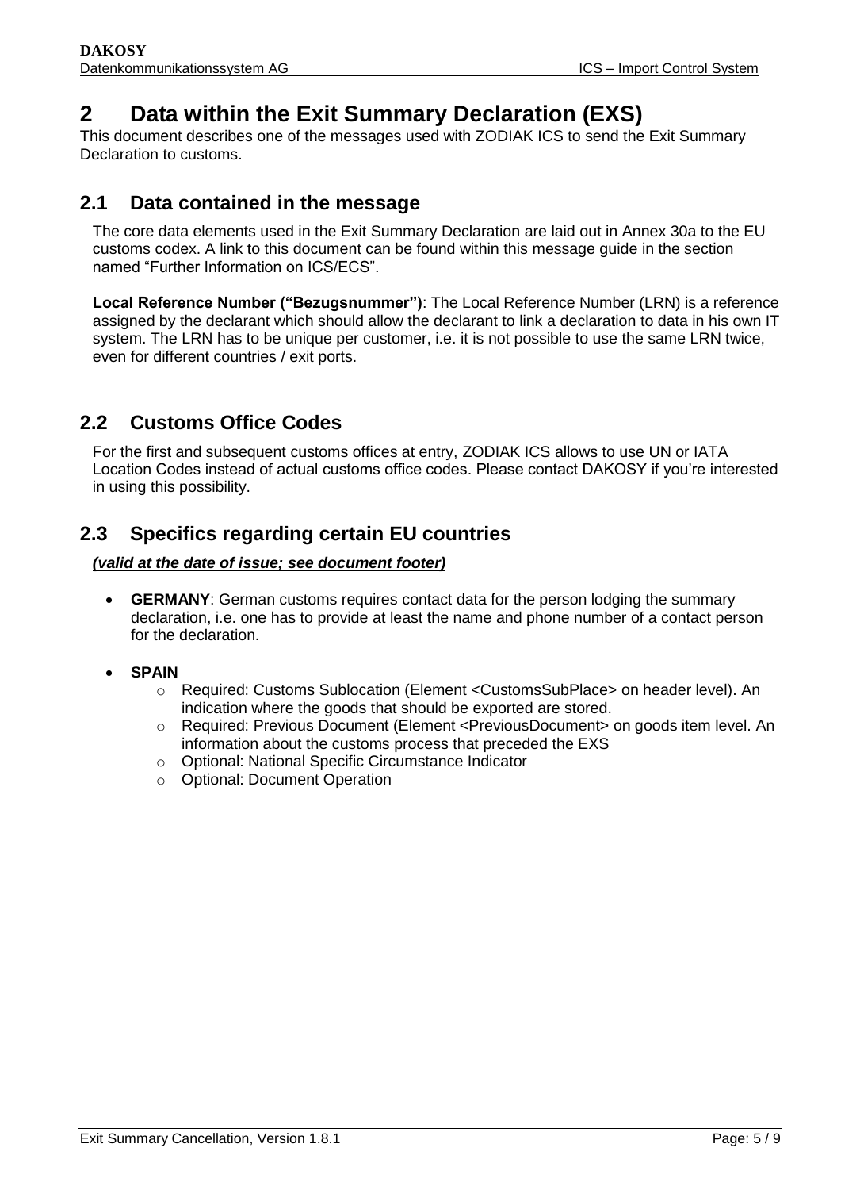# 2 Data within the Exit Summary Declaration (EXS)

This document describes one of the messages used with ZODIAK ICS to send the Exit Summary Declaration to customs.

## 2.1 Data contained in the message

The core data elements used in the Exit Summary Declaration are laid out in Annex 30a to the EU customs codex. A link to this document can be found within this message guide in the section named "Further Information on ICS/ECS".

**Local Reference Number ("Bezugsnummer")**: The Local Reference Number (LRN) is a reference assigned by the declarant which should allow the declarant to link a declaration to data in his own IT system. The LRN has to be unique per customer, i.e. it is not possible to use the same LRN twice, even for different countries / exit ports.

## 2.2 Customs Office Codes

For the first and subsequent customs offices at entry, ZODIAK ICS allows to use UN or IATA Location Codes instead of actual customs office codes. Please contact DAKOSY if you're interested in using this possibility.

## 2.3 Specifics regarding certain EU countries

***(valid at the date of issue; see document footer)***

- **GERMANY**: German customs requires contact data for the person lodging the summary declaration, i.e. one has to provide at least the name and phone number of a contact person for the declaration.
- **SPAIN**
  - Required: Customs Sublocation (Element <CustomsSubPlace> on header level). An indication where the goods that should be exported are stored.
  - Required: Previous Document (Element <PreviousDocument> on goods item level. An information about the customs process that preceded the EXS
  - Optional: National Specific Circumstance Indicator
  - Optional: Document Operation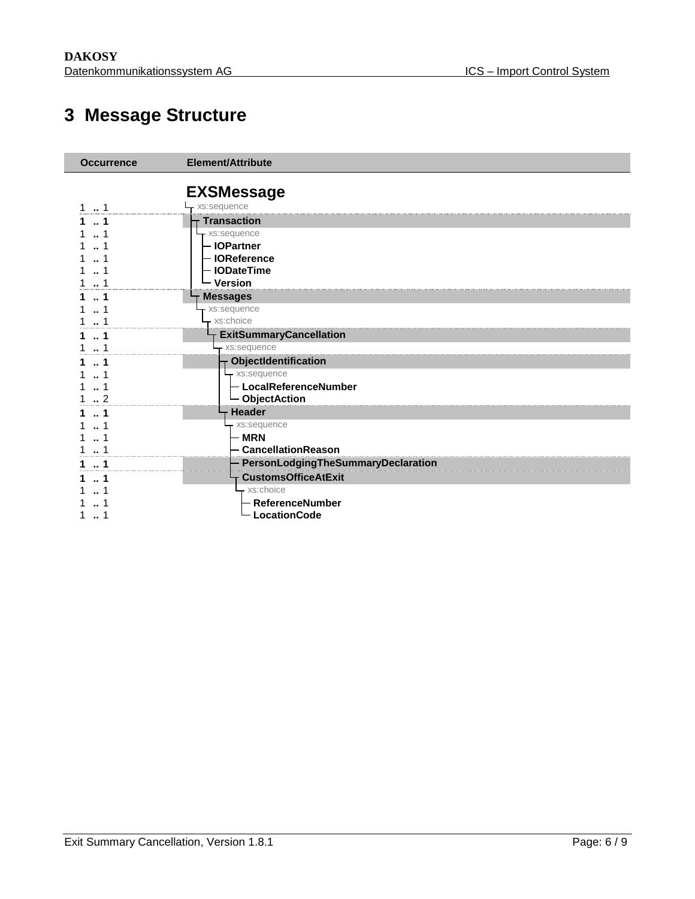# 3 Message Structure

| Occurrence | Element/Attribute |
|---|---|
| | **EXSMessage** |
| 1 .. 1 | xs:sequence |
| **1 .. 1** | **Transaction** |
| 1 .. 1 | xs:sequence |
| 1 .. 1 | **IOPartner** |
| 1 .. 1 | **IOReference** |
| 1 .. 1 | **IODateTime** |
| 1 .. 1 | **Version** |
| **1 .. 1** | **Messages** |
| 1 .. 1 | xs:sequence |
| 1 .. 1 | xs:choice |
| **1 .. 1** | **ExitSummaryCancellation** |
| 1 .. 1 | xs:sequence |
| **1 .. 1** | **ObjectIdentification** |
| 1 .. 1 | xs:sequence |
| 1 .. 1 | **LocalReferenceNumber** |
| 1 .. 2 | **ObjectAction** |
| **1 .. 1** | **Header** |
| 1 .. 1 | xs:sequence |
| 1 .. 1 | **MRN** |
| 1 .. 1 | **CancellationReason** |
| **1 .. 1** | **PersonLodgingTheSummaryDeclaration** |
| **1 .. 1** | **CustomsOfficeAtExit** |
| 1 .. 1 | xs:choice |
| 1 .. 1 | **ReferenceNumber** |
| 1 .. 1 | **LocationCode** |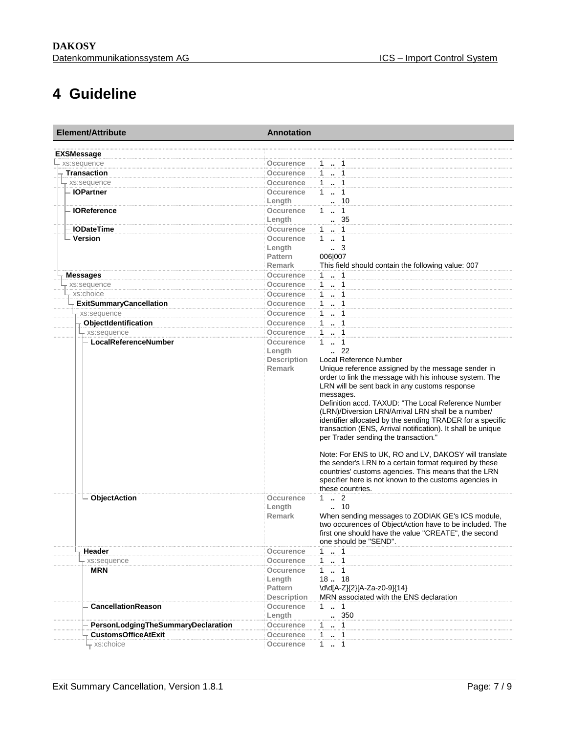# 4 Guideline

| Element/Attribute | Annotation | |
|---|---|---|
| **EXSMessage** | | |
| xs:sequence | Occurence | 1 .. 1 |
| **Transaction** | Occurence | 1 .. 1 |
| xs:sequence | Occurence | 1 .. 1 |
| **IOPartner** | Occurence | 1 .. 1 |
| | Length | .. 10 |
| **IOReference** | Occurence | 1 .. 1 |
| | Length | .. 35 |
| **IODateTime** | Occurence | 1 .. 1 |
| **Version** | Occurence | 1 .. 1 |
| | Length | .. 3 |
| | Pattern | 006\|007 |
| | Remark | This field should contain the following value: 007 |
| **Messages** | Occurence | 1 .. 1 |
| xs:sequence | Occurence | 1 .. 1 |
| xs:choice | Occurence | 1 .. 1 |
| **ExitSummaryCancellation** | Occurence | 1 .. 1 |
| xs:sequence | Occurence | 1 .. 1 |
| **ObjectIdentification** | Occurence | 1 .. 1 |
| xs:sequence | Occurence | 1 .. 1 |
| **LocalReferenceNumber** | Occurence | 1 .. 1 |
| | Length | .. 22 |
| | Description | Local Reference Number |
| | Remark | Unique reference assigned by the message sender in order to link the message with his inhouse system. The LRN will be sent back in any customs response messages.<br>Definition accd. TAXUD: "The Local Reference Number (LRN)/Diversion LRN/Arrival LRN shall be a number/ identifier allocated by the sending TRADER for a specific transaction (ENS, Arrival notification). It shall be unique per Trader sending the transaction."<br><br>Note: For ENS to UK, RO and LV, DAKOSY will translate the sender's LRN to a certain format required by these countries' customs agencies. This means that the LRN specifier here is not known to the customs agencies in these countries. |
| **ObjectAction** | Occurence | 1 .. 2 |
| | Length | .. 10 |
| | Remark | When sending messages to ZODIAK GE's ICS module, two occurences of ObjectAction have to be included. The first one should have the value "CREATE", the second one should be "SEND". |
| **Header** | Occurence | 1 .. 1 |
| xs:sequence | Occurence | 1 .. 1 |
| **MRN** | Occurence | 1 .. 1 |
| | Length | 18 .. 18 |
| | Pattern | \d\d[A-Z]{2}[A-Za-z0-9]{14} |
| | Description | MRN associated with the ENS declaration |
| **CancellationReason** | Occurence | 1 .. 1 |
| | Length | .. 350 |
| **PersonLodgingTheSummaryDeclaration** | Occurence | 1 .. 1 |
| **CustomsOfficeAtExit** | Occurence | 1 .. 1 |
| xs:choice | Occurence | 1 .. 1 |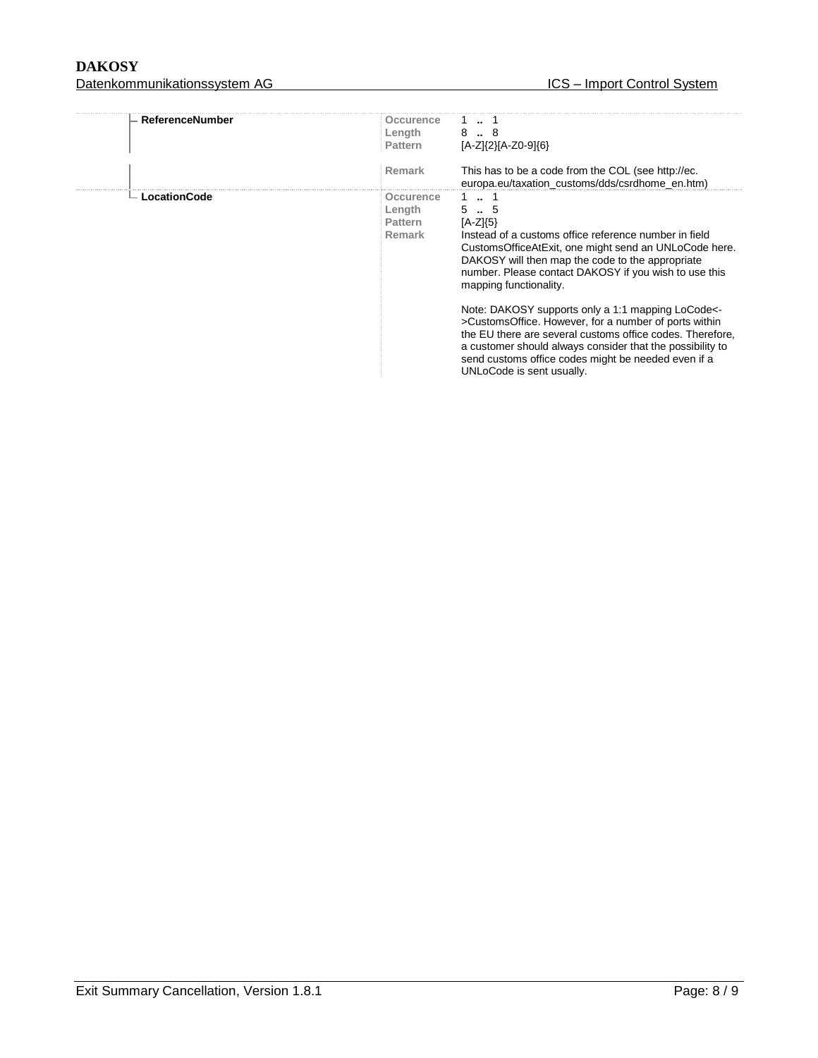| Element | Property | Value |
| --- | --- | --- |
| ReferenceNumber | Occurence | 1 .. 1 |
| | Length | 8 .. 8 |
| | Pattern | [A-Z]{2}[A-Z0-9]{6} |
| | Remark | This has to be a code from the COL (see http://ec.europa.eu/taxation_customs/dds/csrdhome_en.htm) |
| LocationCode | Occurence | 1 .. 1 |
| | Length | 5 .. 5 |
| | Pattern | [A-Z]{5} |
| | Remark | Instead of a customs office reference number in field CustomsOfficeAtExit, one might send an UNLoCode here. DAKOSY will then map the code to the appropriate number. Please contact DAKOSY if you wish to use this mapping functionality.<br><br>Note: DAKOSY supports only a 1:1 mapping LoCode<->CustomsOffice. However, for a number of ports within the EU there are several customs office codes. Therefore, a customer should always consider that the possibility to send customs office codes might be needed even if a UNLoCode is sent usually. |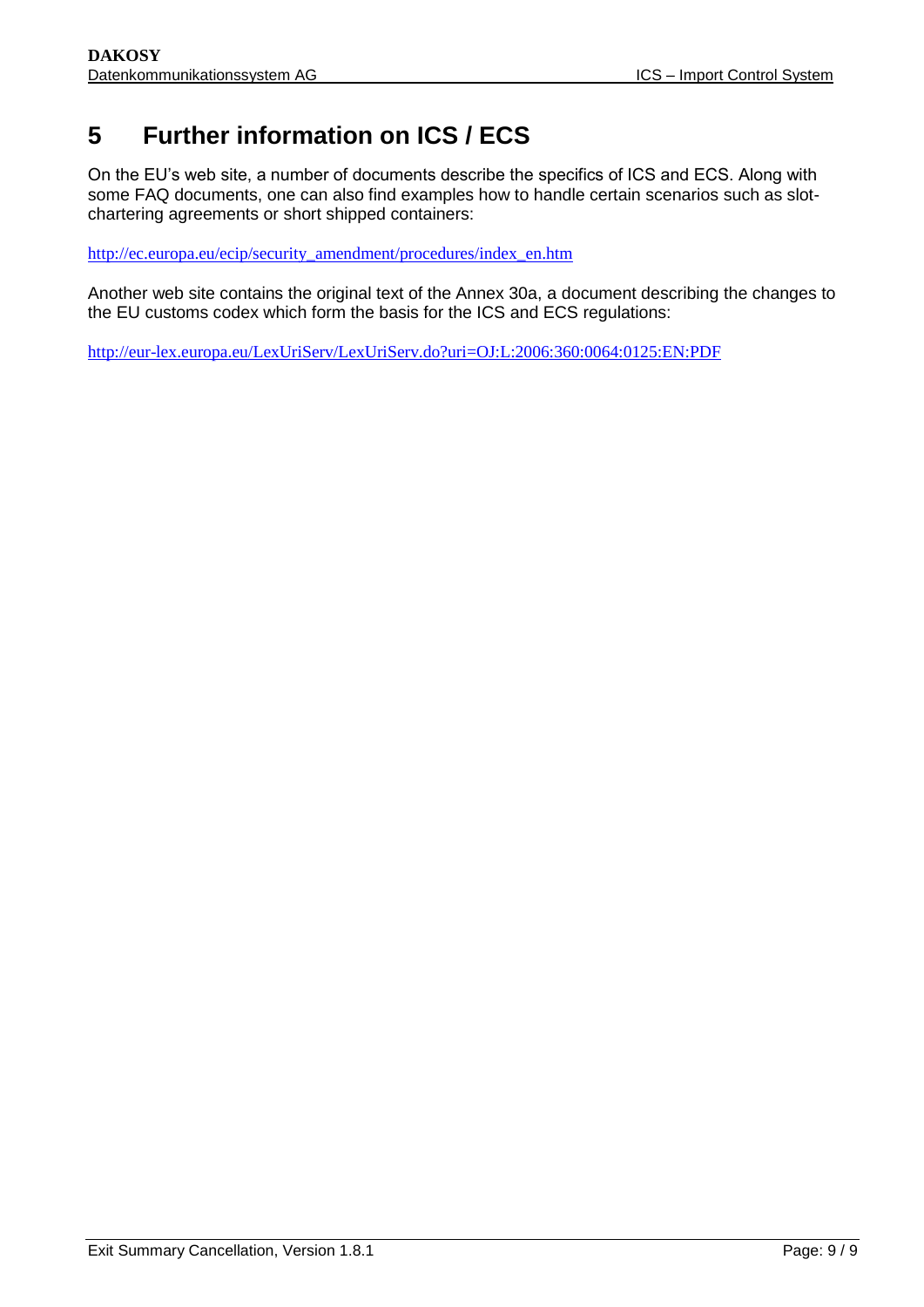# 5 Further information on ICS / ECS

On the EU's web site, a number of documents describe the specifics of ICS and ECS. Along with some FAQ documents, one can also find examples how to handle certain scenarios such as slot-chartering agreements or short shipped containers:

http://ec.europa.eu/ecip/security_amendment/procedures/index_en.htm

Another web site contains the original text of the Annex 30a, a document describing the changes to the EU customs codex which form the basis for the ICS and ECS regulations:

http://eur-lex.europa.eu/LexUriServ/LexUriServ.do?uri=OJ:L:2006:360:0064:0125:EN:PDF